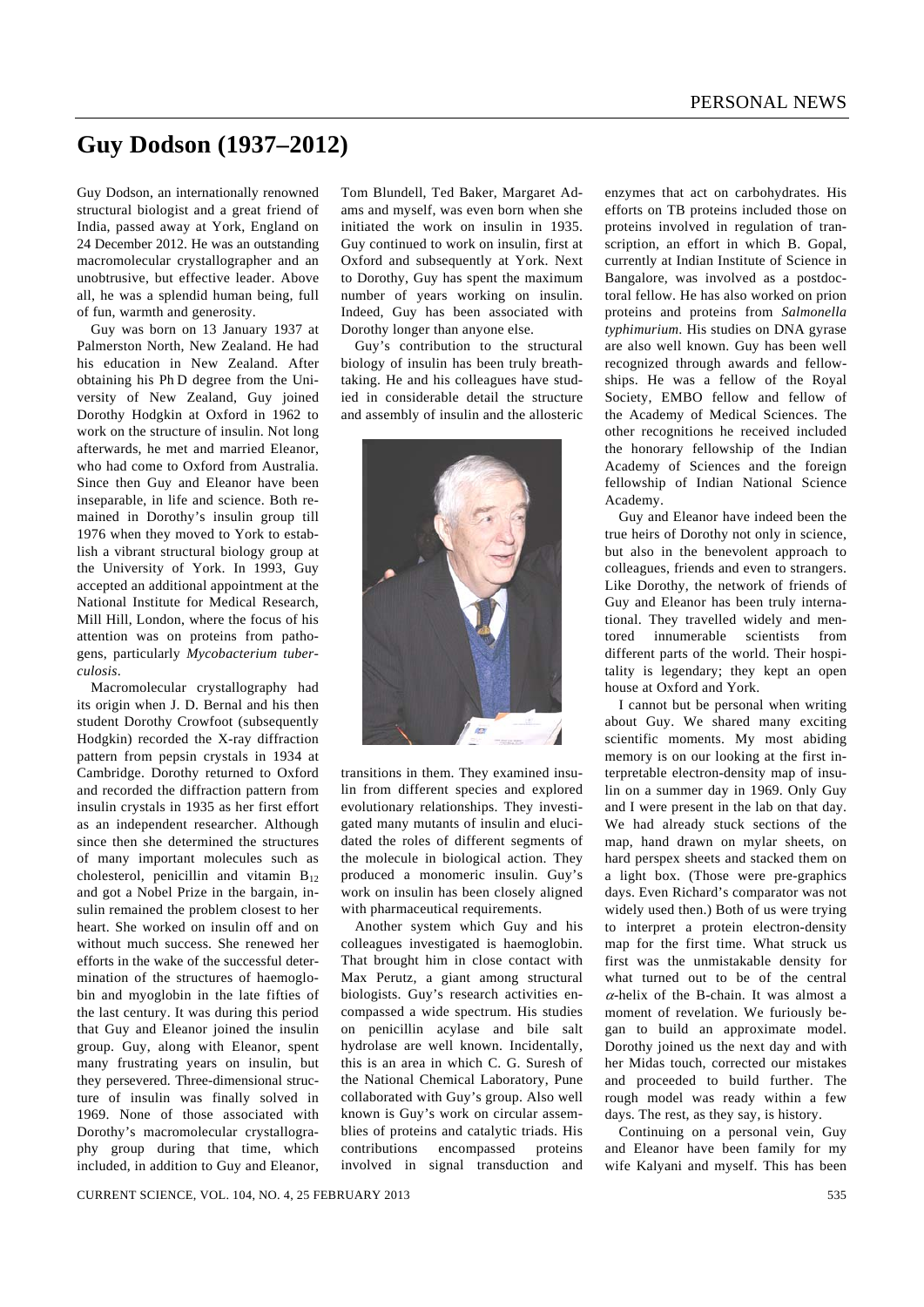# Guy Dodson (1937–2012)

Guy Dodson, an internationally renowned structural biologist and a great friend of India, passed away at York, England on 24 December 2012. He was an outstanding macromolecular crystallographer and an unobtrusive, but effective leader. Above all, he was a splendid human being, full of fun, warmth and generosity.

Guy was born on 13 January 1937 at Palmerston North, New Zealand. He had his education in New Zealand. After obtaining his Ph D degree from the University of New Zealand, Guy joined Dorothy Hodgkin at Oxford in 1962 to work on the structure of insulin. Not long afterwards, he met and married Eleanor, who had come to Oxford from Australia. Since then Guy and Eleanor have been inseparable, in life and science. Both remained in Dorothy's insulin group till 1976 when they moved to York to establish a vibrant structural biology group at the University of York. In 1993, Guy accepted an additional appointment at the National Institute for Medical Research, Mill Hill, London, where the focus of his attention was on proteins from pathogens, particularly *Mycobacterium tuberculosis*.

Macromolecular crystallography had its origin when J. D. Bernal and his then student Dorothy Crowfoot (subsequently Hodgkin) recorded the X-ray diffraction pattern from pepsin crystals in 1934 at Cambridge. Dorothy returned to Oxford and recorded the diffraction pattern from insulin crystals in 1935 as her first effort as an independent researcher. Although since then she determined the structures of many important molecules such as cholesterol, penicillin and vitamin $B_{12}$ and got a Nobel Prize in the bargain, insulin remained the problem closest to her heart. She worked on insulin off and on without much success. She renewed her efforts in the wake of the successful determination of the structures of haemoglobin and myoglobin in the late fifties of the last century. It was during this period that Guy and Eleanor joined the insulin group. Guy, along with Eleanor, spent many frustrating years on insulin, but they persevered. Three-dimensional structure of insulin was finally solved in 1969. None of those associated with Dorothy's macromolecular crystallography group during that time, which included, in addition to Guy and Eleanor, Tom Blundell, Ted Baker, Margaret Adams and myself, was even born when she initiated the work on insulin in 1935. Guy continued to work on insulin, first at Oxford and subsequently at York. Next to Dorothy, Guy has spent the maximum number of years working on insulin. Indeed, Guy has been associated with Dorothy longer than anyone else.

Guy's contribution to the structural biology of insulin has been truly breathtaking. He and his colleagues have studied in considerable detail the structure and assembly of insulin and the allosteric transitions in them. They examined insulin from different species and explored evolutionary relationships. They investigated many mutants of insulin and elucidated the roles of different segments of the molecule in biological action. They produced a monomeric insulin. Guy's work on insulin has been closely aligned with pharmaceutical requirements.

Another system which Guy and his colleagues investigated is haemoglobin. That brought him in close contact with Max Perutz, a giant among structural biologists. Guy's research activities encompassed a wide spectrum. His studies on penicillin acylase and bile salt hydrolase are well known. Incidentally, this is an area in which C. G. Suresh of the National Chemical Laboratory, Pune collaborated with Guy's group. Also well known is Guy's work on circular assemblies of proteins and catalytic triads. His contributions encompassed proteins involved in signal transduction and enzymes that act on carbohydrates. His efforts on TB proteins included those on proteins involved in regulation of transcription, an effort in which B. Gopal, currently at Indian Institute of Science in Bangalore, was involved as a postdoctoral fellow. He has also worked on prion proteins and proteins from *Salmonella typhimurium*. His studies on DNA gyrase are also well known. Guy has been well recognized through awards and fellowships. He was a fellow of the Royal Society, EMBO fellow and fellow of the Academy of Medical Sciences. The other recognitions he received included the honorary fellowship of the Indian Academy of Sciences and the foreign fellowship of Indian National Science Academy.

Guy and Eleanor have indeed been the true heirs of Dorothy not only in science, but also in the benevolent approach to colleagues, friends and even to strangers. Like Dorothy, the network of friends of Guy and Eleanor has been truly international. They travelled widely and mentored innumerable scientists from different parts of the world. Their hospitality is legendary; they kept an open house at Oxford and York.

I cannot but be personal when writing about Guy. We shared many exciting scientific moments. My most abiding memory is on our looking at the first interpretable electron-density map of insulin on a summer day in 1969. Only Guy and I were present in the lab on that day. We had already stuck sections of the map, hand drawn on mylar sheets, on hard perspex sheets and stacked them on a light box. (Those were pre-graphics days. Even Richard's comparator was not widely used then.) Both of us were trying to interpret a protein electron-density map for the first time. What struck us first was the unmistakable density for what turned out to be of the central $\alpha$-helix of the B-chain. It was almost a moment of revelation. We furiously began to build an approximate model. Dorothy joined us the next day and with her Midas touch, corrected our mistakes and proceeded to build further. The rough model was ready within a few days. The rest, as they say, is history.

Continuing on a personal vein, Guy and Eleanor have been family for my wife Kalyani and myself. This has been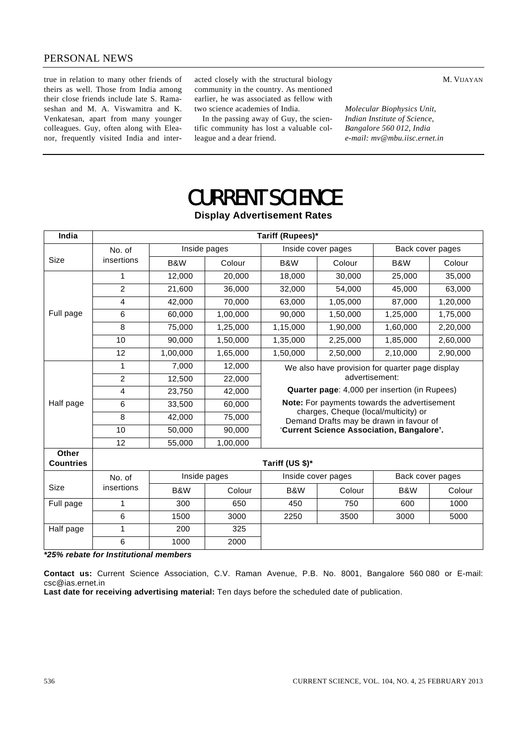true in relation to many other friends of theirs as well. Those from India among their close friends include late S. Ramaseshan and M. A. Viswamitra and K. Venkatesan, apart from many younger colleagues. Guy, often along with Eleanor, frequently visited India and interacted closely with the structural biology community in the country. As mentioned earlier, he was associated as fellow with two science academies of India.

In the passing away of Guy, the scientific community has lost a valuable colleague and a dear friend.

M. VIJAYAN

*Molecular Biophysics Unit,*
*Indian Institute of Science,*
*Bangalore 560 012, India*
*e-mail: mv@mbu.iisc.ernet.in*

# CURRENT SCIENCE

## Display Advertisement Rates

| India | Tariff (Rupees)* | | | | | | |
|---|---|---|---|---|---|---|---|
| Size | No. of insertions | Inside pages | | Inside cover pages | | Back cover pages | |
| | | B&W | Colour | B&W | Colour | B&W | Colour |
| Full page | 1 | 12,000 | 20,000 | 18,000 | 30,000 | 25,000 | 35,000 |
| | 2 | 21,600 | 36,000 | 32,000 | 54,000 | 45,000 | 63,000 |
| | 4 | 42,000 | 70,000 | 63,000 | 1,05,000 | 87,000 | 1,20,000 |
| | 6 | 60,000 | 1,00,000 | 90,000 | 1,50,000 | 1,25,000 | 1,75,000 |
| | 8 | 75,000 | 1,25,000 | 1,15,000 | 1,90,000 | 1,60,000 | 2,20,000 |
| | 10 | 90,000 | 1,50,000 | 1,35,000 | 2,25,000 | 1,85,000 | 2,60,000 |
| | 12 | 1,00,000 | 1,65,000 | 1,50,000 | 2,50,000 | 2,10,000 | 2,90,000 |
| Half page | 1 | 7,000 | 12,000 | We also have provision for quarter page display advertisement: | | | |
| | 2 | 12,500 | 22,000 | **Quarter page**: 4,000 per insertion (in Rupees) | | | |
| | 4 | 23,750 | 42,000 | **Note:** For payments towards the advertisement charges, Cheque (local/multicity) or Demand Drafts may be drawn in favour of '**Current Science Association, Bangalore**'. | | | |
| | 6 | 33,500 | 60,000 | | | | |
| | 8 | 42,000 | 75,000 | | | | |
| | 10 | 50,000 | 90,000 | | | | |
| | 12 | 55,000 | 1,00,000 | | | | |
| **Other Countries** | Tariff (US $)* | | | | | | |
| Size | No. of insertions | Inside pages | | Inside cover pages | | Back cover pages | |
| | | B&W | Colour | B&W | Colour | B&W | Colour |
| Full page | 1 | 300 | 650 | 450 | 750 | 600 | 1000 |
| | 6 | 1500 | 3000 | 2250 | 3500 | 3000 | 5000 |
| Half page | 1 | 200 | 325 | | | | |
| | 6 | 1000 | 2000 | | | | |

***25% rebate for Institutional members***

**Contact us:** Current Science Association, C.V. Raman Avenue, P.B. No. 8001, Bangalore 560 080 or E-mail: csc@ias.ernet.in

**Last date for receiving advertising material:** Ten days before the scheduled date of publication.